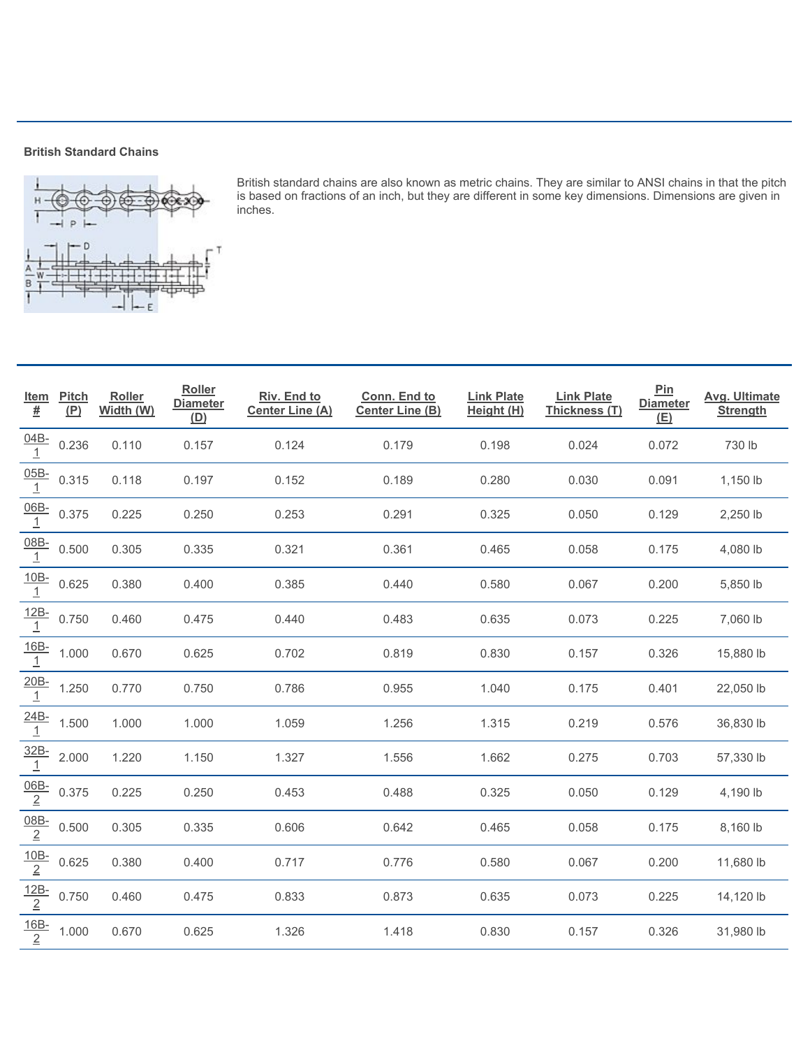**British Standard Chains**

British standard chains are also known as metric chains. They are similar to ANSI chains in that the pitch is based on fractions of an inch, but they are different in some key dimensions. Dimensions are given in inches.

| Item # | Pitch (P) | Roller Width (W) | Roller Diameter (D) | Riv. End to Center Line (A) | Conn. End to Center Line (B) | Link Plate Height (H) | Link Plate Thickness (T) | Pin Diameter (E) | Avg. Ultimate Strength |
|---|---|---|---|---|---|---|---|---|---|
| 04B-1 | 0.236 | 0.110 | 0.157 | 0.124 | 0.179 | 0.198 | 0.024 | 0.072 | 730 lb |
| 05B-1 | 0.315 | 0.118 | 0.197 | 0.152 | 0.189 | 0.280 | 0.030 | 0.091 | 1,150 lb |
| 06B-1 | 0.375 | 0.225 | 0.250 | 0.253 | 0.291 | 0.325 | 0.050 | 0.129 | 2,250 lb |
| 08B-1 | 0.500 | 0.305 | 0.335 | 0.321 | 0.361 | 0.465 | 0.058 | 0.175 | 4,080 lb |
| 10B-1 | 0.625 | 0.380 | 0.400 | 0.385 | 0.440 | 0.580 | 0.067 | 0.200 | 5,850 lb |
| 12B-1 | 0.750 | 0.460 | 0.475 | 0.440 | 0.483 | 0.635 | 0.073 | 0.225 | 7,060 lb |
| 16B-1 | 1.000 | 0.670 | 0.625 | 0.702 | 0.819 | 0.830 | 0.157 | 0.326 | 15,880 lb |
| 20B-1 | 1.250 | 0.770 | 0.750 | 0.786 | 0.955 | 1.040 | 0.175 | 0.401 | 22,050 lb |
| 24B-1 | 1.500 | 1.000 | 1.000 | 1.059 | 1.256 | 1.315 | 0.219 | 0.576 | 36,830 lb |
| 32B-1 | 2.000 | 1.220 | 1.150 | 1.327 | 1.556 | 1.662 | 0.275 | 0.703 | 57,330 lb |
| 06B-2 | 0.375 | 0.225 | 0.250 | 0.453 | 0.488 | 0.325 | 0.050 | 0.129 | 4,190 lb |
| 08B-2 | 0.500 | 0.305 | 0.335 | 0.606 | 0.642 | 0.465 | 0.058 | 0.175 | 8,160 lb |
| 10B-2 | 0.625 | 0.380 | 0.400 | 0.717 | 0.776 | 0.580 | 0.067 | 0.200 | 11,680 lb |
| 12B-2 | 0.750 | 0.460 | 0.475 | 0.833 | 0.873 | 0.635 | 0.073 | 0.225 | 14,120 lb |
| 16B-2 | 1.000 | 0.670 | 0.625 | 1.326 | 1.418 | 0.830 | 0.157 | 0.326 | 31,980 lb |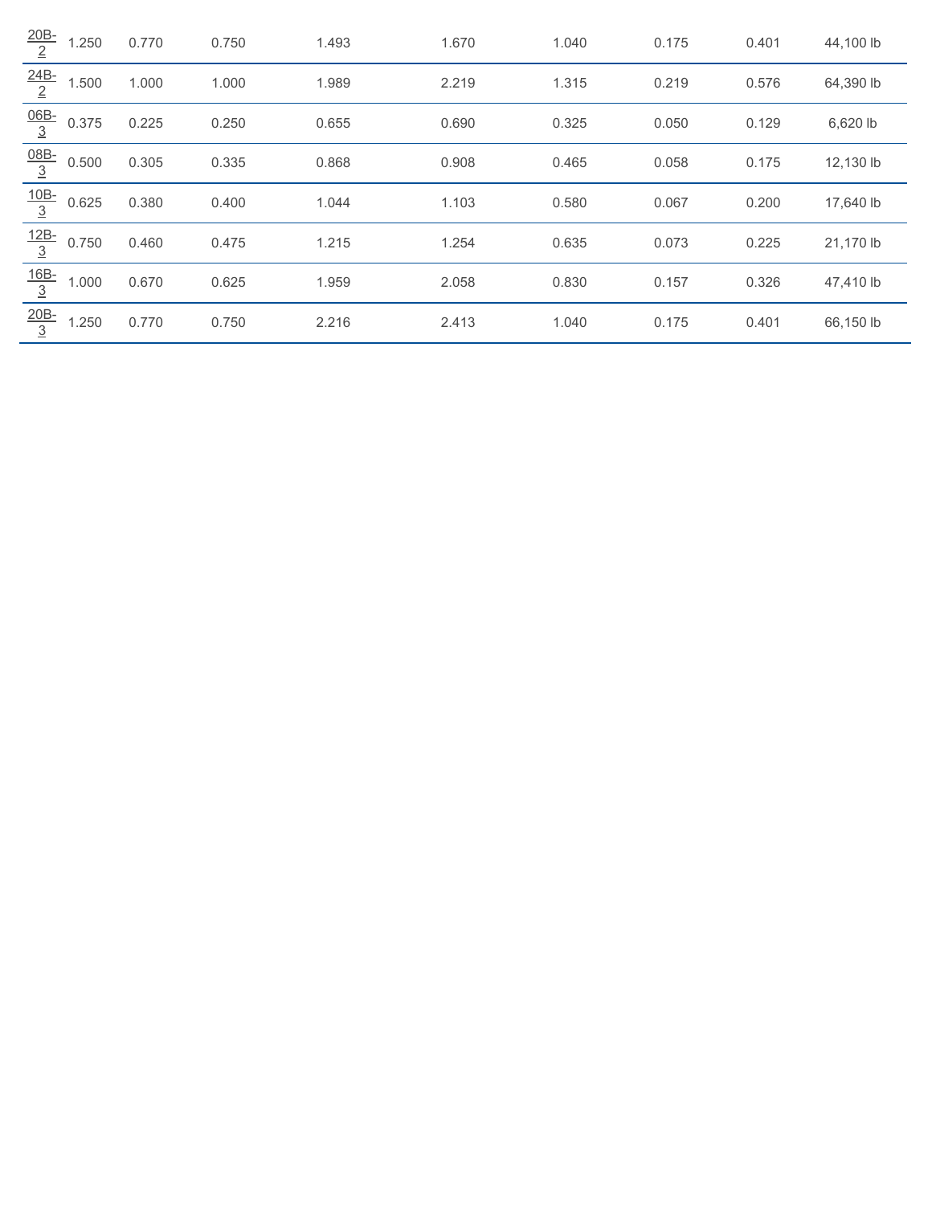| | | | | | | | | | |
|---|---|---|---|---|---|---|---|---|---|
| 20B-2 | 1.250 | 0.770 | 0.750 | 1.493 | 1.670 | 1.040 | 0.175 | 0.401 | 44,100 lb |
| 24B-2 | 1.500 | 1.000 | 1.000 | 1.989 | 2.219 | 1.315 | 0.219 | 0.576 | 64,390 lb |
| 06B-3 | 0.375 | 0.225 | 0.250 | 0.655 | 0.690 | 0.325 | 0.050 | 0.129 | 6,620 lb |
| 08B-3 | 0.500 | 0.305 | 0.335 | 0.868 | 0.908 | 0.465 | 0.058 | 0.175 | 12,130 lb |
| 10B-3 | 0.625 | 0.380 | 0.400 | 1.044 | 1.103 | 0.580 | 0.067 | 0.200 | 17,640 lb |
| 12B-3 | 0.750 | 0.460 | 0.475 | 1.215 | 1.254 | 0.635 | 0.073 | 0.225 | 21,170 lb |
| 16B-3 | 1.000 | 0.670 | 0.625 | 1.959 | 2.058 | 0.830 | 0.157 | 0.326 | 47,410 lb |
| 20B-3 | 1.250 | 0.770 | 0.750 | 2.216 | 2.413 | 1.040 | 0.175 | 0.401 | 66,150 lb |